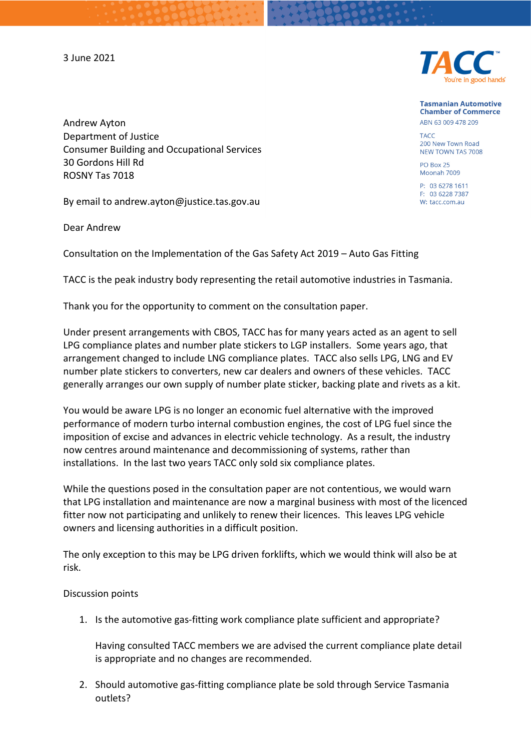3 June 2021

TACC™
You're in good hands

**Tasmanian Automotive Chamber of Commerce**
ABN 63 009 478 209

TACC
200 New Town Road
NEW TOWN TAS 7008

PO Box 25
Moonah 7009

P: 03 6278 1611
F: 03 6228 7387
W: tacc.com.au

Andrew Ayton
Department of Justice
Consumer Building and Occupational Services
30 Gordons Hill Rd
ROSNY Tas 7018

By email to andrew.ayton@justice.tas.gov.au

Dear Andrew

Consultation on the Implementation of the Gas Safety Act 2019 – Auto Gas Fitting

TACC is the peak industry body representing the retail automotive industries in Tasmania.

Thank you for the opportunity to comment on the consultation paper.

Under present arrangements with CBOS, TACC has for many years acted as an agent to sell LPG compliance plates and number plate stickers to LGP installers. Some years ago, that arrangement changed to include LNG compliance plates. TACC also sells LPG, LNG and EV number plate stickers to converters, new car dealers and owners of these vehicles. TACC generally arranges our own supply of number plate sticker, backing plate and rivets as a kit.

You would be aware LPG is no longer an economic fuel alternative with the improved performance of modern turbo internal combustion engines, the cost of LPG fuel since the imposition of excise and advances in electric vehicle technology. As a result, the industry now centres around maintenance and decommissioning of systems, rather than installations. In the last two years TACC only sold six compliance plates.

While the questions posed in the consultation paper are not contentious, we would warn that LPG installation and maintenance are now a marginal business with most of the licenced fitter now not participating and unlikely to renew their licences. This leaves LPG vehicle owners and licensing authorities in a difficult position.

The only exception to this may be LPG driven forklifts, which we would think will also be at risk.

Discussion points

1. Is the automotive gas-fitting work compliance plate sufficient and appropriate?

   Having consulted TACC members we are advised the current compliance plate detail is appropriate and no changes are recommended.

2. Should automotive gas-fitting compliance plate be sold through Service Tasmania outlets?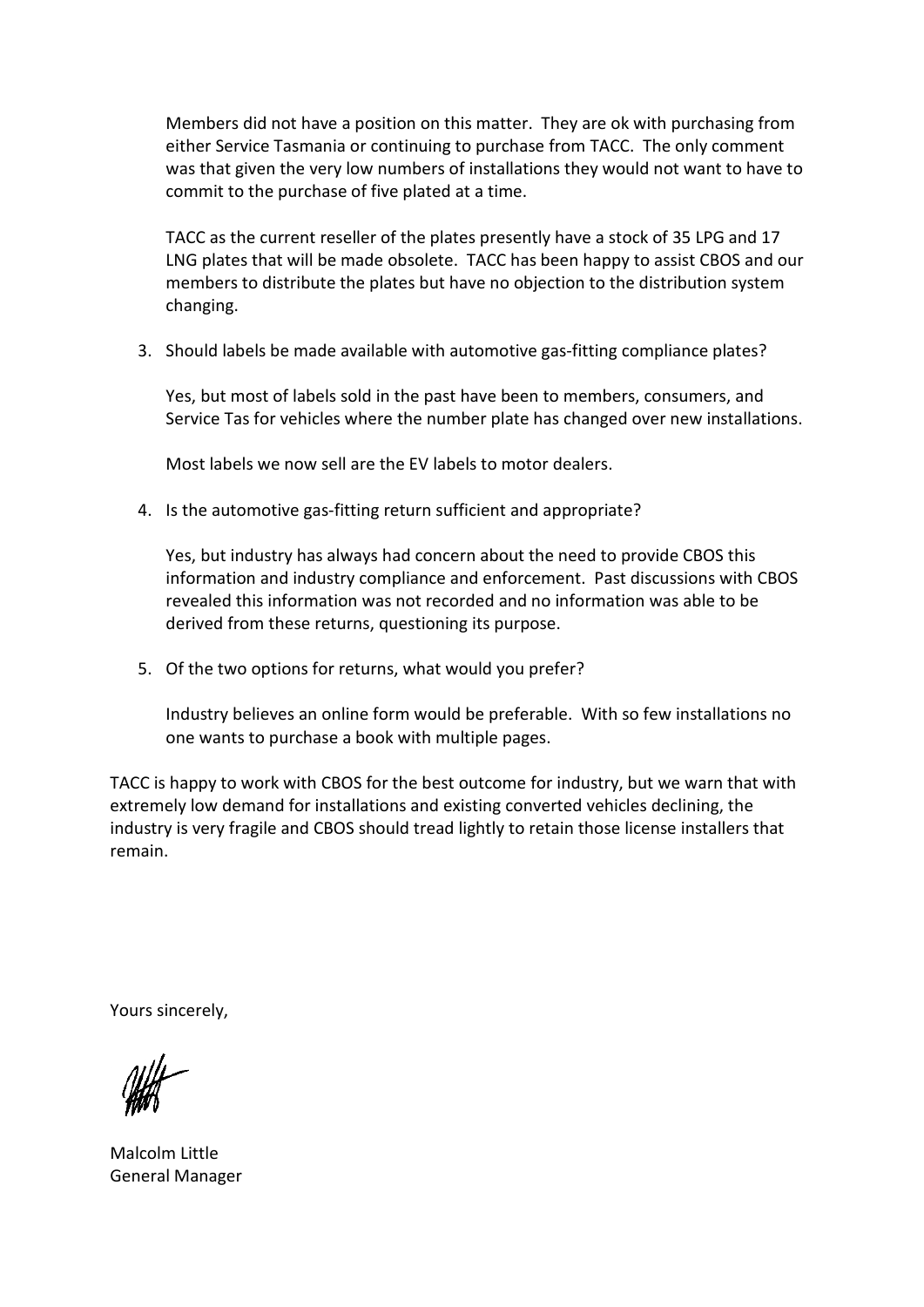Members did not have a position on this matter. They are ok with purchasing from either Service Tasmania or continuing to purchase from TACC. The only comment was that given the very low numbers of installations they would not want to have to commit to the purchase of five plated at a time.

TACC as the current reseller of the plates presently have a stock of 35 LPG and 17 LNG plates that will be made obsolete. TACC has been happy to assist CBOS and our members to distribute the plates but have no objection to the distribution system changing.

3. Should labels be made available with automotive gas-fitting compliance plates?

   Yes, but most of labels sold in the past have been to members, consumers, and Service Tas for vehicles where the number plate has changed over new installations.

   Most labels we now sell are the EV labels to motor dealers.

4. Is the automotive gas-fitting return sufficient and appropriate?

   Yes, but industry has always had concern about the need to provide CBOS this information and industry compliance and enforcement. Past discussions with CBOS revealed this information was not recorded and no information was able to be derived from these returns, questioning its purpose.

5. Of the two options for returns, what would you prefer?

   Industry believes an online form would be preferable. With so few installations no one wants to purchase a book with multiple pages.

TACC is happy to work with CBOS for the best outcome for industry, but we warn that with extremely low demand for installations and existing converted vehicles declining, the industry is very fragile and CBOS should tread lightly to retain those license installers that remain.

Yours sincerely,

Malcolm Little
General Manager